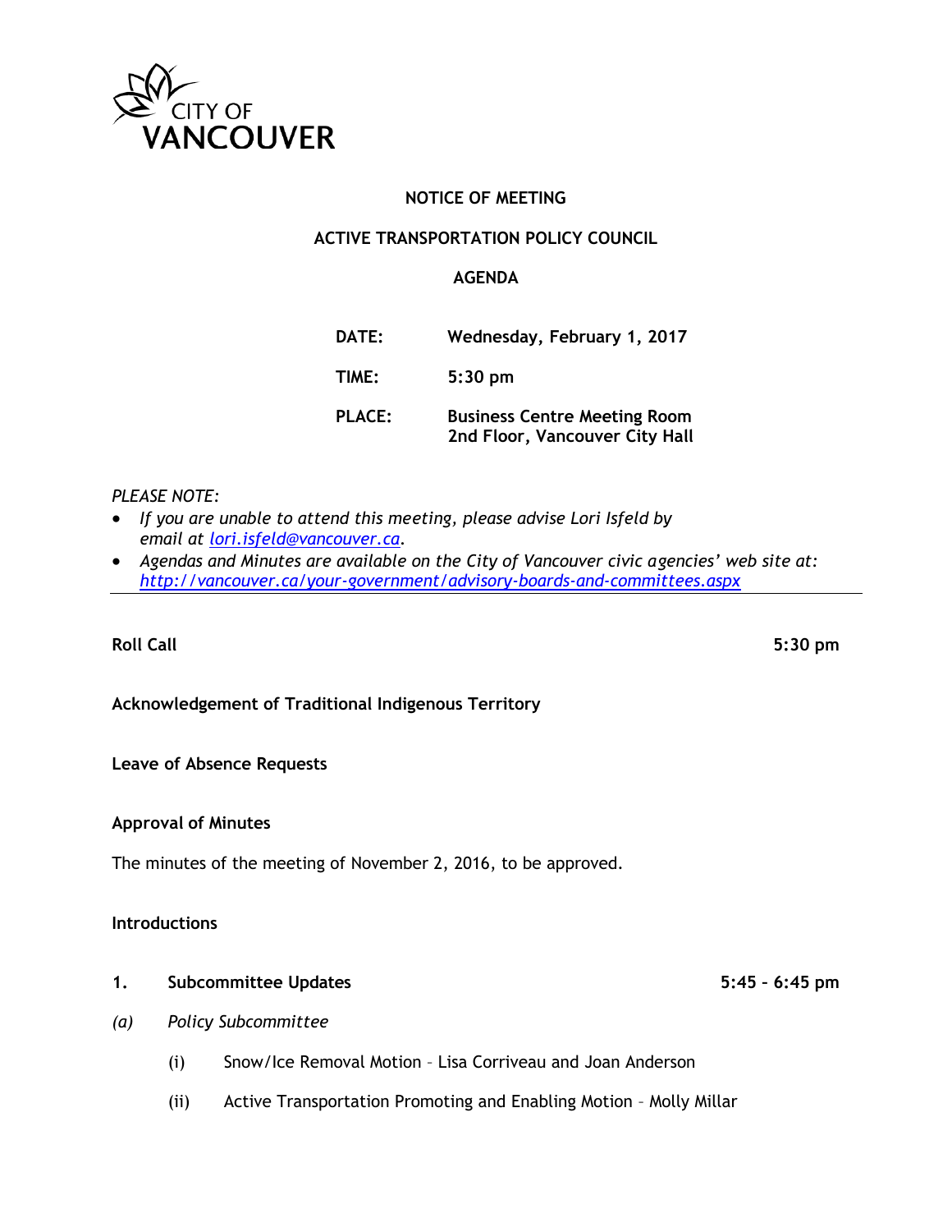CITY OF VANCOUVER

# NOTICE OF MEETING

## ACTIVE TRANSPORTATION POLICY COUNCIL

## AGENDA

| | |
|---|---|
| **DATE:** | **Wednesday, February 1, 2017** |
| **TIME:** | **5:30 pm** |
| **PLACE:** | **Business Centre Meeting Room**<br>**2nd Floor, Vancouver City Hall** |

*PLEASE NOTE:*

- *If you are unable to attend this meeting, please advise Lori Isfeld by email at [lori.isfeld@vancouver.ca](mailto:lori.isfeld@vancouver.ca).*
- *Agendas and Minutes are available on the City of Vancouver civic agencies' web site at: [http://vancouver.ca/your-government/advisory-boards-and-committees.aspx](http://vancouver.ca/your-government/advisory-boards-and-committees.aspx)*

---

**Roll Call** **5:30 pm**

**Acknowledgement of Traditional Indigenous Territory**

**Leave of Absence Requests**

**Approval of Minutes**

The minutes of the meeting of November 2, 2016, to be approved.

**Introductions**

**1. Subcommittee Updates** **5:45 – 6:45 pm**

*(a) Policy Subcommittee*

(i) Snow/Ice Removal Motion – Lisa Corriveau and Joan Anderson

(ii) Active Transportation Promoting and Enabling Motion – Molly Millar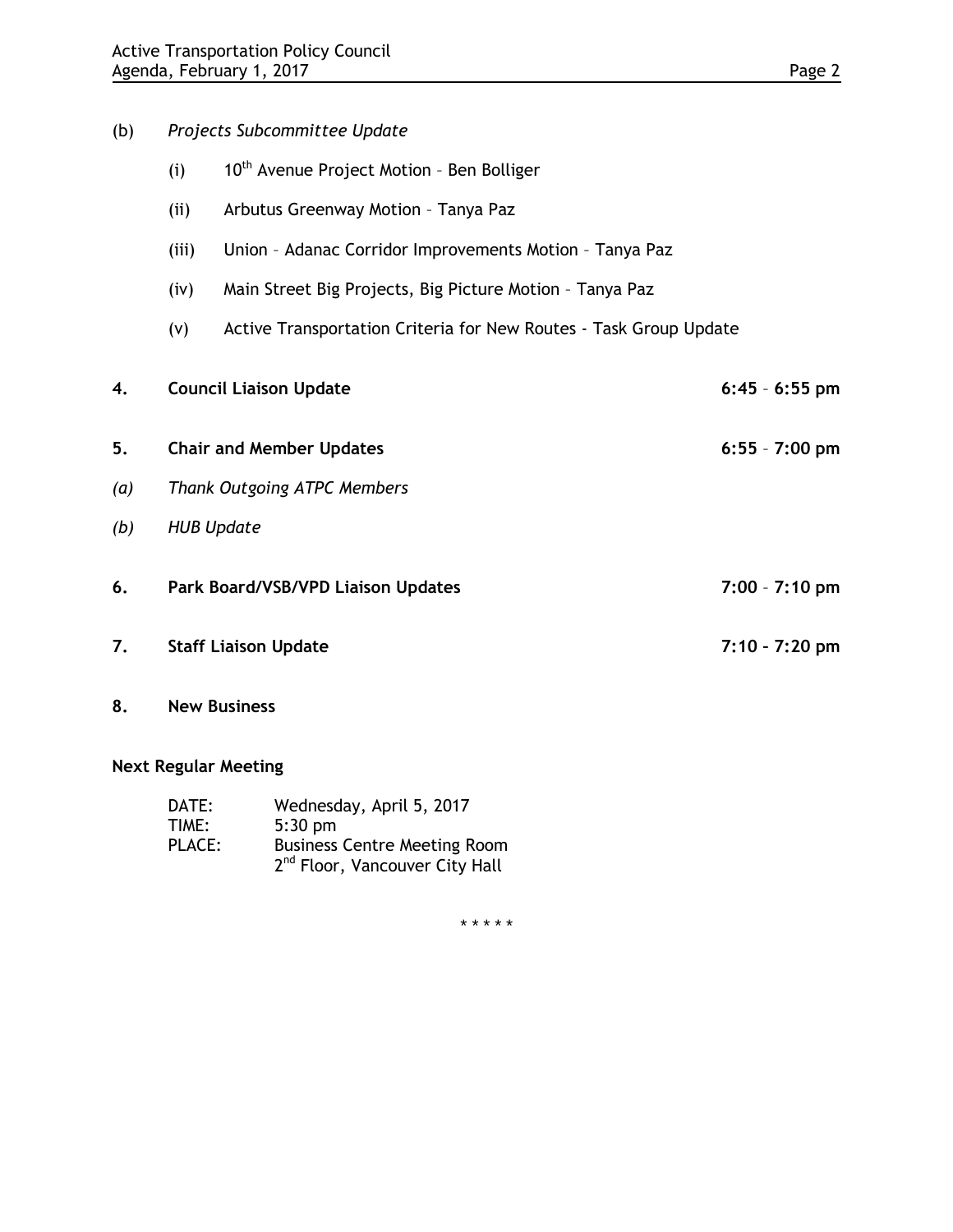(b) *Projects Subcommittee Update*

(i) 10th Avenue Project Motion – Ben Bolliger

(ii) Arbutus Greenway Motion – Tanya Paz

(iii) Union – Adanac Corridor Improvements Motion – Tanya Paz

(iv) Main Street Big Projects, Big Picture Motion – Tanya Paz

(v) Active Transportation Criteria for New Routes - Task Group Update

**4. Council Liaison Update** **6:45 – 6:55 pm**

**5. Chair and Member Updates** **6:55 – 7:00 pm**

*(a) Thank Outgoing ATPC Members*

*(b) HUB Update*

**6. Park Board/VSB/VPD Liaison Updates** **7:00 – 7:10 pm**

**7. Staff Liaison Update** **7:10 – 7:20 pm**

**8. New Business**

**Next Regular Meeting**

DATE: Wednesday, April 5, 2017
TIME: 5:30 pm
PLACE: Business Centre Meeting Room
2nd Floor, Vancouver City Hall

\* \* \* \* \*